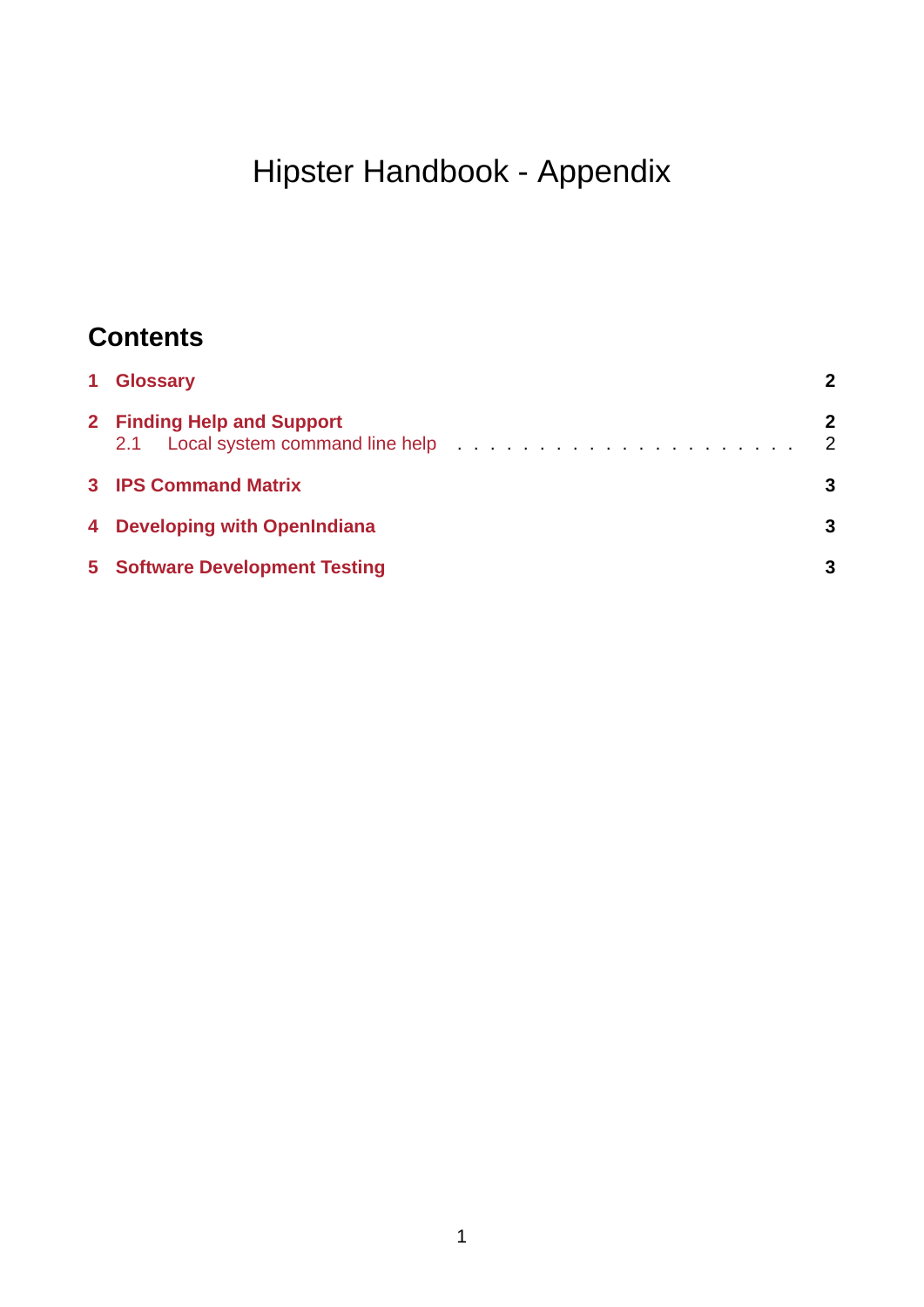# Hipster Handbook - Appendix

## Contents

| | | |
|---|---|---|
| **1** | **Glossary** | **2** |
| **2** | **Finding Help and Support** | **2** |
| 2.1 | Local system command line help | 2 |
| **3** | **IPS Command Matrix** | **3** |
| **4** | **Developing with OpenIndiana** | **3** |
| **5** | **Software Development Testing** | **3** |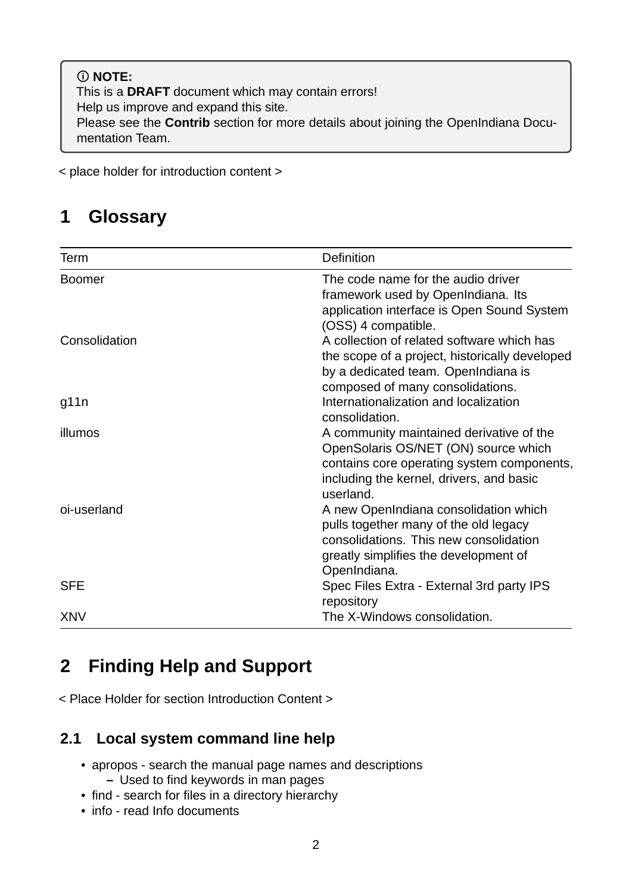> ⓘ **NOTE:**
> This is a **DRAFT** document which may contain errors!
> Help us improve and expand this site.
> Please see the **Contrib** section for more details about joining the OpenIndiana Documentation Team.

< place holder for introduction content >

# 1 Glossary

| Term | Definition |
|---|---|
| Boomer | The code name for the audio driver framework used by OpenIndiana. Its application interface is Open Sound System (OSS) 4 compatible. |
| Consolidation | A collection of related software which has the scope of a project, historically developed by a dedicated team. OpenIndiana is composed of many consolidations. |
| g11n | Internationalization and localization consolidation. |
| illumos | A community maintained derivative of the OpenSolaris OS/NET (ON) source which contains core operating system components, including the kernel, drivers, and basic userland. |
| oi-userland | A new OpenIndiana consolidation which pulls together many of the old legacy consolidations. This new consolidation greatly simplifies the development of OpenIndiana. |
| SFE | Spec Files Extra - External 3rd party IPS repository |
| XNV | The X-Windows consolidation. |

# 2 Finding Help and Support

< Place Holder for section Introduction Content >

## 2.1 Local system command line help

- apropos - search the manual page names and descriptions
  - Used to find keywords in man pages
- find - search for files in a directory hierarchy
- info - read Info documents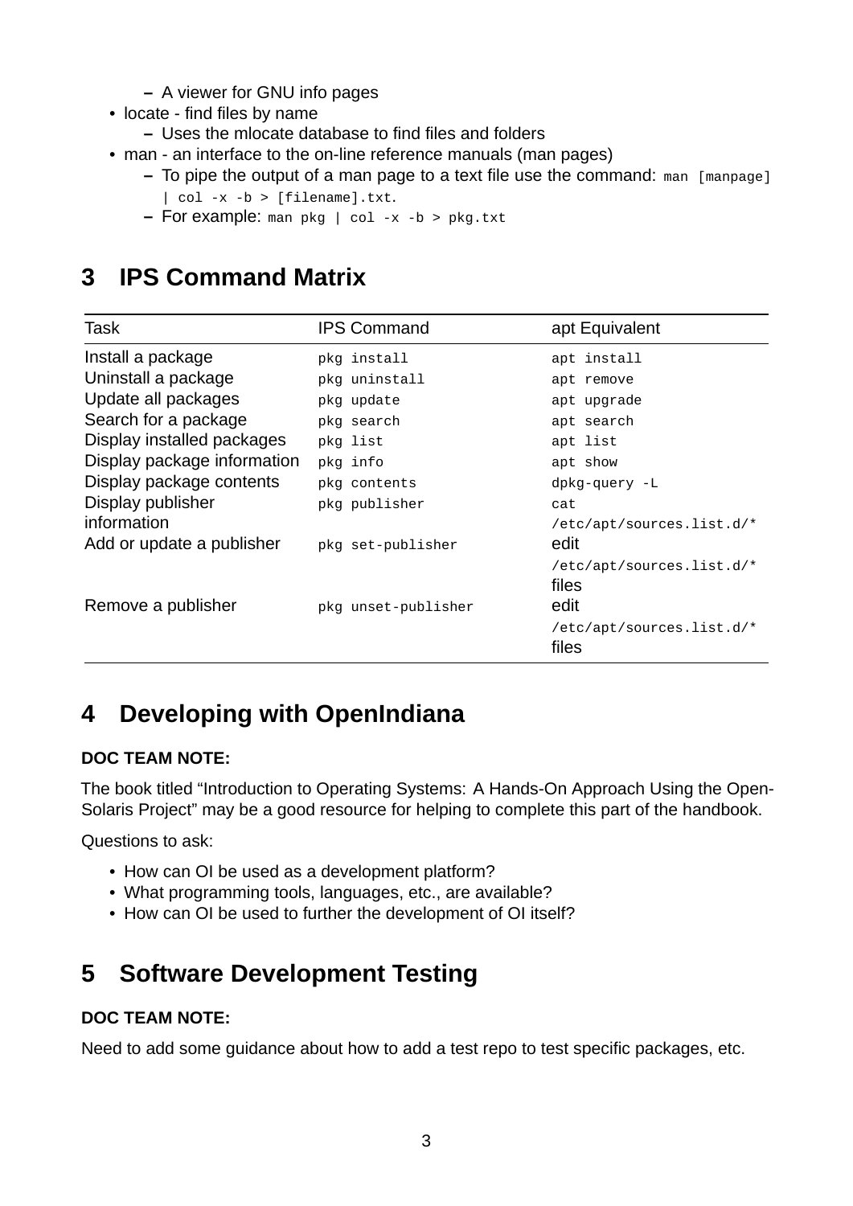- A viewer for GNU info pages
- locate - find files by name
  - Uses the mlocate database to find files and folders
- man - an interface to the on-line reference manuals (man pages)
  - To pipe the output of a man page to a text file use the command: `man [manpage] | col -x -b > [filename].txt`.
  - For example: `man pkg | col -x -b > pkg.txt`

# 3 IPS Command Matrix

| Task | IPS Command | apt Equivalent |
|---|---|---|
| Install a package | `pkg install` | `apt install` |
| Uninstall a package | `pkg uninstall` | `apt remove` |
| Update all packages | `pkg update` | `apt upgrade` |
| Search for a package | `pkg search` | `apt search` |
| Display installed packages | `pkg list` | `apt list` |
| Display package information | `pkg info` | `apt show` |
| Display package contents | `pkg contents` | `dpkg-query -L` |
| Display publisher information | `pkg publisher` | `cat /etc/apt/sources.list.d/*` |
| Add or update a publisher | `pkg set-publisher` | edit `/etc/apt/sources.list.d/*` files |
| Remove a publisher | `pkg unset-publisher` | edit `/etc/apt/sources.list.d/*` files |

# 4 Developing with OpenIndiana

**DOC TEAM NOTE:**

The book titled "Introduction to Operating Systems: A Hands-On Approach Using the Open-Solaris Project" may be a good resource for helping to complete this part of the handbook.

Questions to ask:

- How can OI be used as a development platform?
- What programming tools, languages, etc., are available?
- How can OI be used to further the development of OI itself?

# 5 Software Development Testing

**DOC TEAM NOTE:**

Need to add some guidance about how to add a test repo to test specific packages, etc.